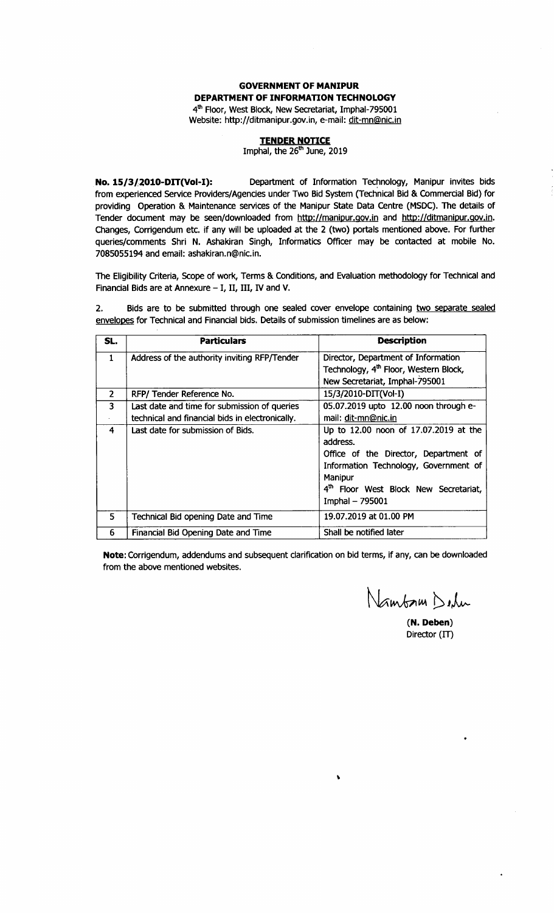# GOVERNMENT OF MANIPUR
## DEPARTMENT OF INFORMATION TECHNOLOGY

4th Floor, West Block, New Secretariat, Imphal-795001
Website: http://ditmanipur.gov.in, e-mail: dit-mn@nic.in

### TENDER NOTICE

Imphal, the 26th June, 2019

**No. 15/3/2010-DIT(Vol-I):** Department of Information Technology, Manipur invites bids from experienced Service Providers/Agencies under Two Bid System (Technical Bid & Commercial Bid) for providing Operation & Maintenance services of the Manipur State Data Centre (MSDC). The details of Tender document may be seen/downloaded from http://manipur.gov.in and http://ditmanipur.gov.in. Changes, Corrigendum etc. if any will be uploaded at the 2 (two) portals mentioned above. For further queries/comments Shri N. Ashakiran Singh, Informatics Officer may be contacted at mobile No. 7085055194 and email: ashakiran.n@nic.in.

The Eligibility Criteria, Scope of work, Terms & Conditions, and Evaluation methodology for Technical and Financial Bids are at Annexure – I, II, III, IV and V.

2. Bids are to be submitted through one sealed cover envelope containing two separate sealed envelopes for Technical and Financial bids. Details of submission timelines are as below:

| SL. | Particulars | Description |
|---|---|---|
| 1 | Address of the authority inviting RFP/Tender | Director, Department of Information Technology, 4th Floor, Western Block, New Secretariat, Imphal-795001 |
| 2 | RFP/ Tender Reference No. | 15/3/2010-DIT(Vol-I) |
| 3 | Last date and time for submission of queries technical and financial bids in electronically. | 05.07.2019 upto 12.00 noon through e-mail: dit-mn@nic.in |
| 4 | Last date for submission of Bids. | Up to 12.00 noon of 17.07.2019 at the address. Office of the Director, Department of Information Technology, Government of Manipur 4th Floor West Block New Secretariat, Imphal – 795001 |
| 5 | Technical Bid opening Date and Time | 19.07.2019 at 01.00 PM |
| 6 | Financial Bid Opening Date and Time | Shall be notified later |

**Note:** Corrigendum, addendums and subsequent clarification on bid terms, if any, can be downloaded from the above mentioned websites.

**(N. Deben)**
Director (IT)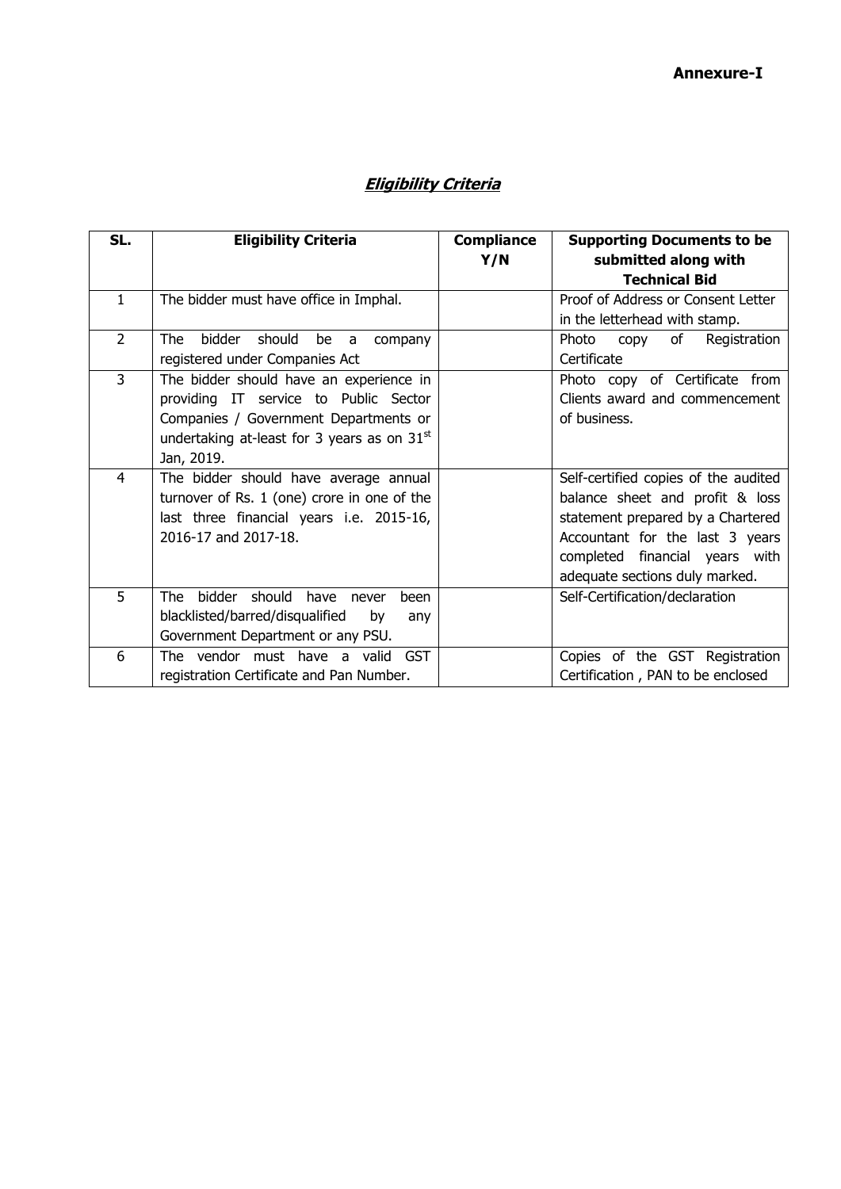**Annexure-I**

## ***Eligibility Criteria***

| SL. | Eligibility Criteria | Compliance Y/N | Supporting Documents to be submitted along with Technical Bid |
|---|---|---|---|
| 1 | The bidder must have office in Imphal. | | Proof of Address or Consent Letter in the letterhead with stamp. |
| 2 | The bidder should be a company registered under Companies Act | | Photo copy of Registration Certificate |
| 3 | The bidder should have an experience in providing IT service to Public Sector Companies / Government Departments or undertaking at-least for 3 years as on 31st Jan, 2019. | | Photo copy of Certificate from Clients award and commencement of business. |
| 4 | The bidder should have average annual turnover of Rs. 1 (one) crore in one of the last three financial years i.e. 2015-16, 2016-17 and 2017-18. | | Self-certified copies of the audited balance sheet and profit & loss statement prepared by a Chartered Accountant for the last 3 years completed financial years with adequate sections duly marked. |
| 5 | The bidder should have never been blacklisted/barred/disqualified by any Government Department or any PSU. | | Self-Certification/declaration |
| 6 | The vendor must have a valid GST registration Certificate and Pan Number. | | Copies of the GST Registration Certification , PAN to be enclosed |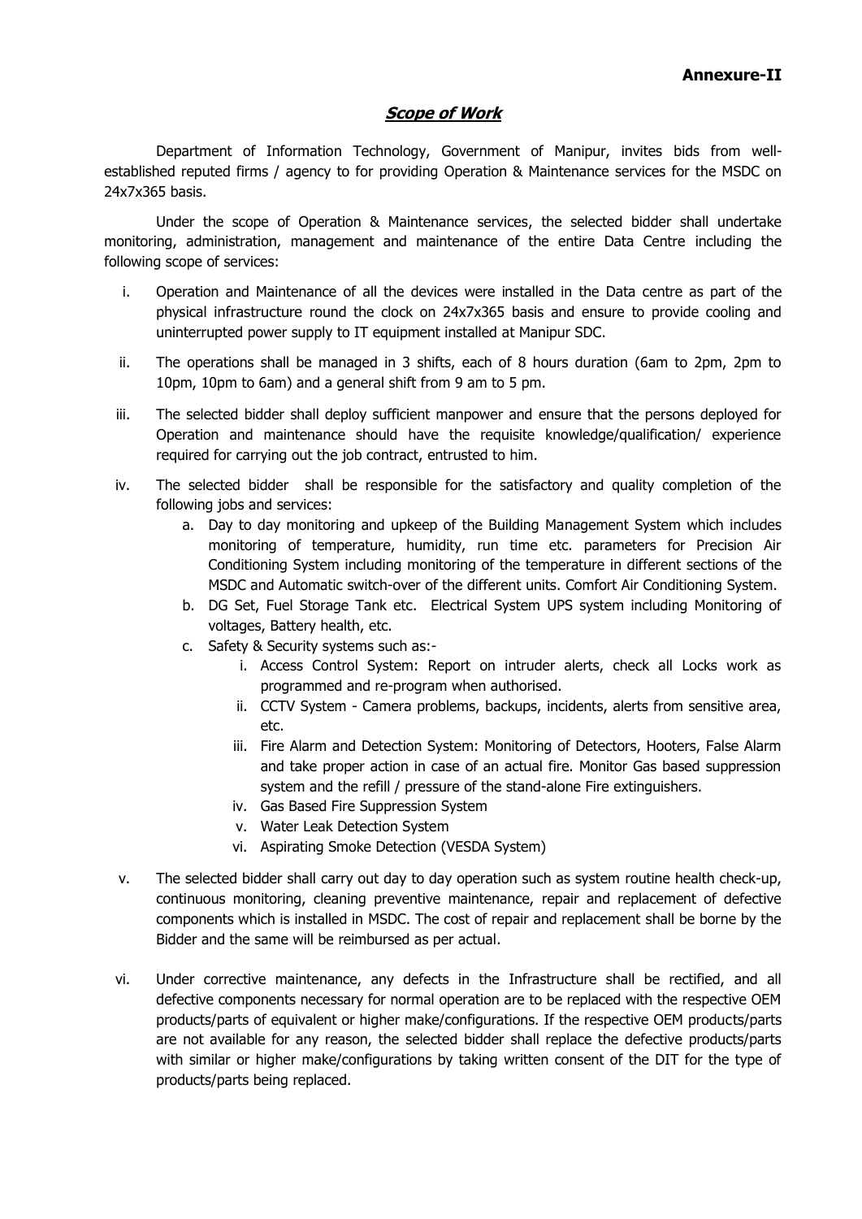**Annexure-II**

## ***Scope of Work***

Department of Information Technology, Government of Manipur, invites bids from well-established reputed firms / agency to for providing Operation & Maintenance services for the MSDC on 24x7x365 basis.

Under the scope of Operation & Maintenance services, the selected bidder shall undertake monitoring, administration, management and maintenance of the entire Data Centre including the following scope of services:

i. Operation and Maintenance of all the devices were installed in the Data centre as part of the physical infrastructure round the clock on 24x7x365 basis and ensure to provide cooling and uninterrupted power supply to IT equipment installed at Manipur SDC.

ii. The operations shall be managed in 3 shifts, each of 8 hours duration (6am to 2pm, 2pm to 10pm, 10pm to 6am) and a general shift from 9 am to 5 pm.

iii. The selected bidder shall deploy sufficient manpower and ensure that the persons deployed for Operation and maintenance should have the requisite knowledge/qualification/ experience required for carrying out the job contract, entrusted to him.

iv. The selected bidder shall be responsible for the satisfactory and quality completion of the following jobs and services:
   a. Day to day monitoring and upkeep of the Building Management System which includes monitoring of temperature, humidity, run time etc. parameters for Precision Air Conditioning System including monitoring of the temperature in different sections of the MSDC and Automatic switch-over of the different units. Comfort Air Conditioning System.
   b. DG Set, Fuel Storage Tank etc. Electrical System UPS system including Monitoring of voltages, Battery health, etc.
   c. Safety & Security systems such as:-
      i. Access Control System: Report on intruder alerts, check all Locks work as programmed and re-program when authorised.
      ii. CCTV System - Camera problems, backups, incidents, alerts from sensitive area, etc.
      iii. Fire Alarm and Detection System: Monitoring of Detectors, Hooters, False Alarm and take proper action in case of an actual fire. Monitor Gas based suppression system and the refill / pressure of the stand-alone Fire extinguishers.
      iv. Gas Based Fire Suppression System
      v. Water Leak Detection System
      vi. Aspirating Smoke Detection (VESDA System)

v. The selected bidder shall carry out day to day operation such as system routine health check-up, continuous monitoring, cleaning preventive maintenance, repair and replacement of defective components which is installed in MSDC. The cost of repair and replacement shall be borne by the Bidder and the same will be reimbursed as per actual.

vi. Under corrective maintenance, any defects in the Infrastructure shall be rectified, and all defective components necessary for normal operation are to be replaced with the respective OEM products/parts of equivalent or higher make/configurations. If the respective OEM products/parts are not available for any reason, the selected bidder shall replace the defective products/parts with similar or higher make/configurations by taking written consent of the DIT for the type of products/parts being replaced.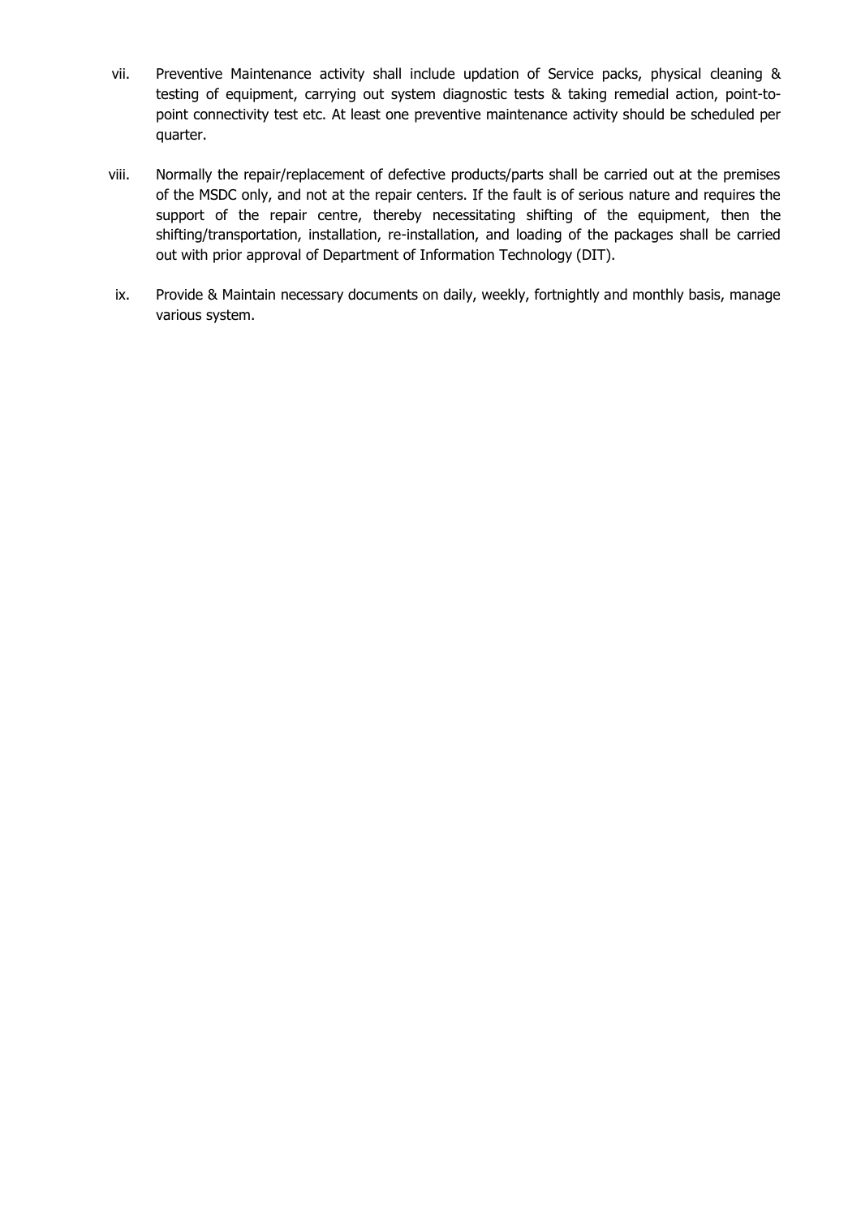vii. Preventive Maintenance activity shall include updation of Service packs, physical cleaning & testing of equipment, carrying out system diagnostic tests & taking remedial action, point-to-point connectivity test etc. At least one preventive maintenance activity should be scheduled per quarter.

viii. Normally the repair/replacement of defective products/parts shall be carried out at the premises of the MSDC only, and not at the repair centers. If the fault is of serious nature and requires the support of the repair centre, thereby necessitating shifting of the equipment, then the shifting/transportation, installation, re-installation, and loading of the packages shall be carried out with prior approval of Department of Information Technology (DIT).

ix. Provide & Maintain necessary documents on daily, weekly, fortnightly and monthly basis, manage various system.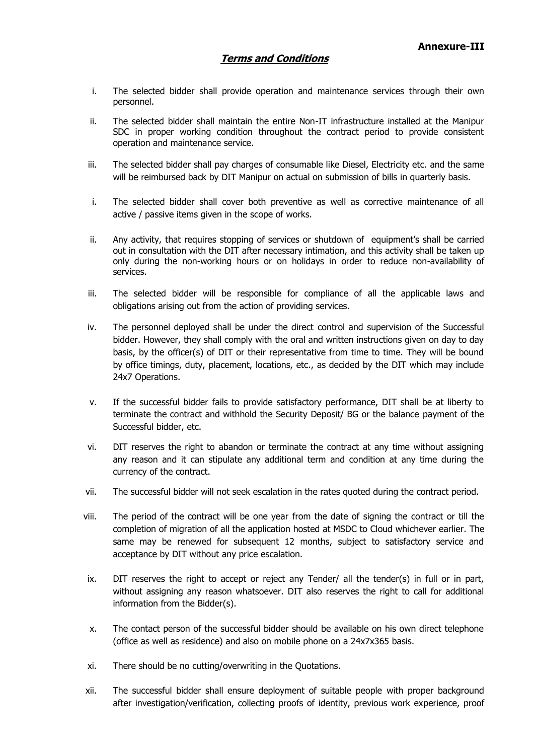**Annexure-III**

## ***Terms and Conditions***

i. The selected bidder shall provide operation and maintenance services through their own personnel.

ii. The selected bidder shall maintain the entire Non-IT infrastructure installed at the Manipur SDC in proper working condition throughout the contract period to provide consistent operation and maintenance service.

iii. The selected bidder shall pay charges of consumable like Diesel, Electricity etc. and the same will be reimbursed back by DIT Manipur on actual on submission of bills in quarterly basis.

i. The selected bidder shall cover both preventive as well as corrective maintenance of all active / passive items given in the scope of works.

ii. Any activity, that requires stopping of services or shutdown of equipment's shall be carried out in consultation with the DIT after necessary intimation, and this activity shall be taken up only during the non-working hours or on holidays in order to reduce non-availability of services.

iii. The selected bidder will be responsible for compliance of all the applicable laws and obligations arising out from the action of providing services.

iv. The personnel deployed shall be under the direct control and supervision of the Successful bidder. However, they shall comply with the oral and written instructions given on day to day basis, by the officer(s) of DIT or their representative from time to time. They will be bound by office timings, duty, placement, locations, etc., as decided by the DIT which may include 24x7 Operations.

v. If the successful bidder fails to provide satisfactory performance, DIT shall be at liberty to terminate the contract and withhold the Security Deposit/ BG or the balance payment of the Successful bidder, etc.

vi. DIT reserves the right to abandon or terminate the contract at any time without assigning any reason and it can stipulate any additional term and condition at any time during the currency of the contract.

vii. The successful bidder will not seek escalation in the rates quoted during the contract period.

viii. The period of the contract will be one year from the date of signing the contract or till the completion of migration of all the application hosted at MSDC to Cloud whichever earlier. The same may be renewed for subsequent 12 months, subject to satisfactory service and acceptance by DIT without any price escalation.

ix. DIT reserves the right to accept or reject any Tender/ all the tender(s) in full or in part, without assigning any reason whatsoever. DIT also reserves the right to call for additional information from the Bidder(s).

x. The contact person of the successful bidder should be available on his own direct telephone (office as well as residence) and also on mobile phone on a 24x7x365 basis.

xi. There should be no cutting/overwriting in the Quotations.

xii. The successful bidder shall ensure deployment of suitable people with proper background after investigation/verification, collecting proofs of identity, previous work experience, proof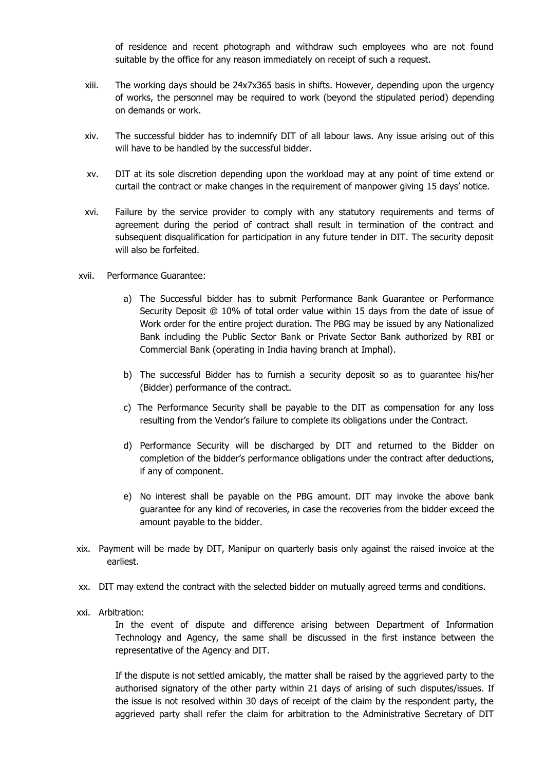of residence and recent photograph and withdraw such employees who are not found suitable by the office for any reason immediately on receipt of such a request.

xiii. The working days should be 24x7x365 basis in shifts. However, depending upon the urgency of works, the personnel may be required to work (beyond the stipulated period) depending on demands or work.

xiv. The successful bidder has to indemnify DIT of all labour laws. Any issue arising out of this will have to be handled by the successful bidder.

xv. DIT at its sole discretion depending upon the workload may at any point of time extend or curtail the contract or make changes in the requirement of manpower giving 15 days' notice.

xvi. Failure by the service provider to comply with any statutory requirements and terms of agreement during the period of contract shall result in termination of the contract and subsequent disqualification for participation in any future tender in DIT. The security deposit will also be forfeited.

xvii. Performance Guarantee:

a) The Successful bidder has to submit Performance Bank Guarantee or Performance Security Deposit @ 10% of total order value within 15 days from the date of issue of Work order for the entire project duration. The PBG may be issued by any Nationalized Bank including the Public Sector Bank or Private Sector Bank authorized by RBI or Commercial Bank (operating in India having branch at Imphal).

b) The successful Bidder has to furnish a security deposit so as to guarantee his/her (Bidder) performance of the contract.

c) The Performance Security shall be payable to the DIT as compensation for any loss resulting from the Vendor's failure to complete its obligations under the Contract.

d) Performance Security will be discharged by DIT and returned to the Bidder on completion of the bidder's performance obligations under the contract after deductions, if any of component.

e) No interest shall be payable on the PBG amount. DIT may invoke the above bank guarantee for any kind of recoveries, in case the recoveries from the bidder exceed the amount payable to the bidder.

xix. Payment will be made by DIT, Manipur on quarterly basis only against the raised invoice at the earliest.

xx. DIT may extend the contract with the selected bidder on mutually agreed terms and conditions.

xxi. Arbitration:

In the event of dispute and difference arising between Department of Information Technology and Agency, the same shall be discussed in the first instance between the representative of the Agency and DIT.

If the dispute is not settled amicably, the matter shall be raised by the aggrieved party to the authorised signatory of the other party within 21 days of arising of such disputes/issues. If the issue is not resolved within 30 days of receipt of the claim by the respondent party, the aggrieved party shall refer the claim for arbitration to the Administrative Secretary of DIT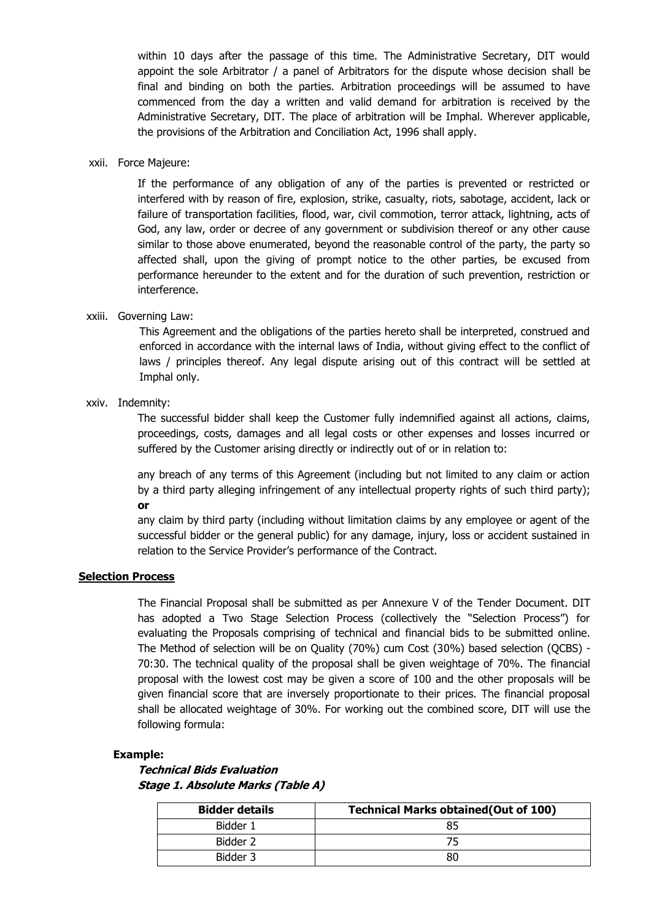within 10 days after the passage of this time. The Administrative Secretary, DIT would appoint the sole Arbitrator / a panel of Arbitrators for the dispute whose decision shall be final and binding on both the parties. Arbitration proceedings will be assumed to have commenced from the day a written and valid demand for arbitration is received by the Administrative Secretary, DIT. The place of arbitration will be Imphal. Wherever applicable, the provisions of the Arbitration and Conciliation Act, 1996 shall apply.

xxii. Force Majeure:

If the performance of any obligation of any of the parties is prevented or restricted or interfered with by reason of fire, explosion, strike, casualty, riots, sabotage, accident, lack or failure of transportation facilities, flood, war, civil commotion, terror attack, lightning, acts of God, any law, order or decree of any government or subdivision thereof or any other cause similar to those above enumerated, beyond the reasonable control of the party, the party so affected shall, upon the giving of prompt notice to the other parties, be excused from performance hereunder to the extent and for the duration of such prevention, restriction or interference.

xxiii. Governing Law:

This Agreement and the obligations of the parties hereto shall be interpreted, construed and enforced in accordance with the internal laws of India, without giving effect to the conflict of laws / principles thereof. Any legal dispute arising out of this contract will be settled at Imphal only.

xxiv. Indemnity:

The successful bidder shall keep the Customer fully indemnified against all actions, claims, proceedings, costs, damages and all legal costs or other expenses and losses incurred or suffered by the Customer arising directly or indirectly out of or in relation to:

any breach of any terms of this Agreement (including but not limited to any claim or action by a third party alleging infringement of any intellectual property rights of such third party); **or**

any claim by third party (including without limitation claims by any employee or agent of the successful bidder or the general public) for any damage, injury, loss or accident sustained in relation to the Service Provider's performance of the Contract.

## Selection Process

The Financial Proposal shall be submitted as per Annexure V of the Tender Document. DIT has adopted a Two Stage Selection Process (collectively the "Selection Process") for evaluating the Proposals comprising of technical and financial bids to be submitted online. The Method of selection will be on Quality (70%) cum Cost (30%) based selection (QCBS) - 70:30. The technical quality of the proposal shall be given weightage of 70%. The financial proposal with the lowest cost may be given a score of 100 and the other proposals will be given financial score that are inversely proportionate to their prices. The financial proposal shall be allocated weightage of 30%. For working out the combined score, DIT will use the following formula:

**Example:**

***Technical Bids Evaluation***
***Stage 1. Absolute Marks (Table A)***

| Bidder details | Technical Marks obtained(Out of 100) |
|---|---|
| Bidder 1 | 85 |
| Bidder 2 | 75 |
| Bidder 3 | 80 |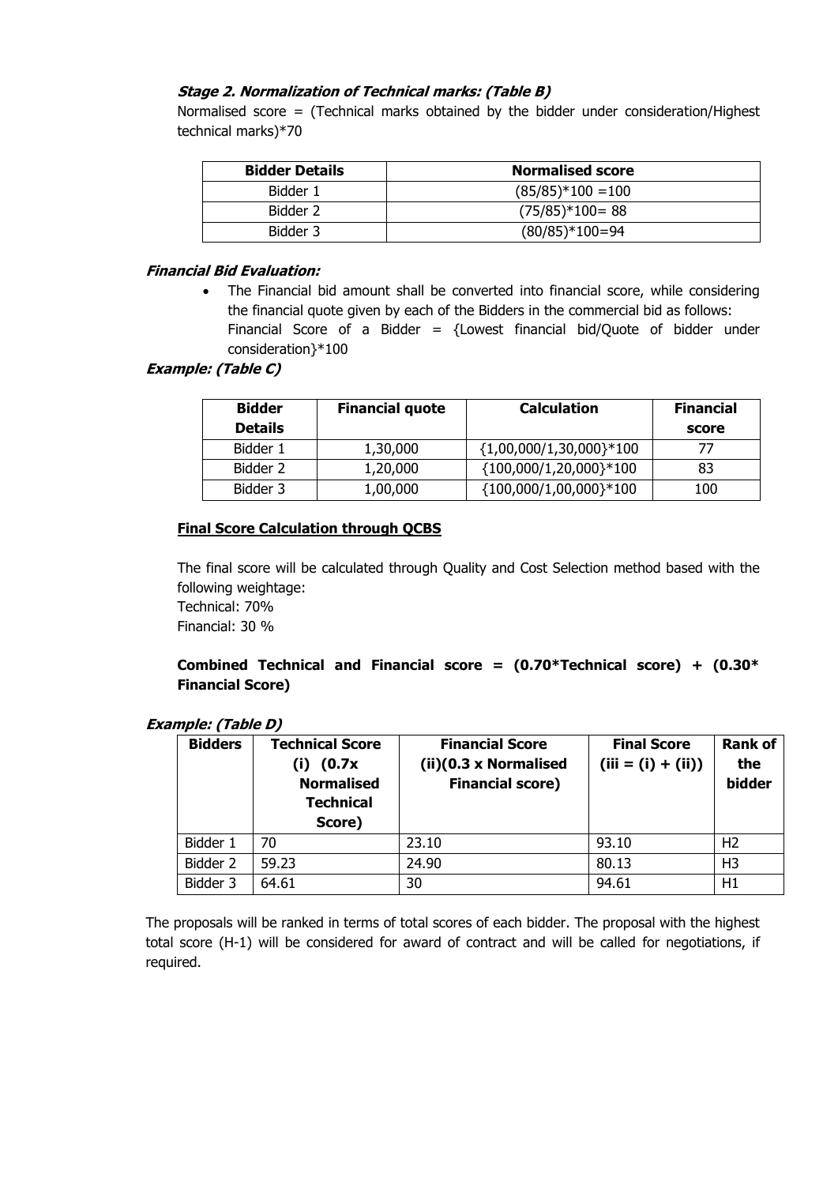***Stage 2. Normalization of Technical marks: (Table B)***

Normalised score = (Technical marks obtained by the bidder under consideration/Highest technical marks)*70

| Bidder Details | Normalised score |
|---|---|
| Bidder 1 | (85/85)*100 =100 |
| Bidder 2 | (75/85)*100= 88 |
| Bidder 3 | (80/85)*100=94 |

***Financial Bid Evaluation:***

- The Financial bid amount shall be converted into financial score, while considering the financial quote given by each of the Bidders in the commercial bid as follows:
  Financial Score of a Bidder = {Lowest financial bid/Quote of bidder under consideration}*100

***Example: (Table C)***

| Bidder Details | Financial quote | Calculation | Financial score |
|---|---|---|---|
| Bidder 1 | 1,30,000 | {1,00,000/1,30,000}*100 | 77 |
| Bidder 2 | 1,20,000 | {100,000/1,20,000}*100 | 83 |
| Bidder 3 | 1,00,000 | {100,000/1,00,000}*100 | 100 |

**Final Score Calculation through QCBS**

The final score will be calculated through Quality and Cost Selection method based with the following weightage:
Technical: 70%
Financial: 30 %

**Combined Technical and Financial score = (0.70*Technical score) + (0.30* Financial Score)**

***Example: (Table D)***

| Bidders | Technical Score (i) (0.7x Normalised Technical Score) | Financial Score (ii)(0.3 x Normalised Financial score) | Final Score (iii = (i) + (ii)) | Rank of the bidder |
|---|---|---|---|---|
| Bidder 1 | 70 | 23.10 | 93.10 | H2 |
| Bidder 2 | 59.23 | 24.90 | 80.13 | H3 |
| Bidder 3 | 64.61 | 30 | 94.61 | H1 |

The proposals will be ranked in terms of total scores of each bidder. The proposal with the highest total score (H-1) will be considered for award of contract and will be called for negotiations, if required.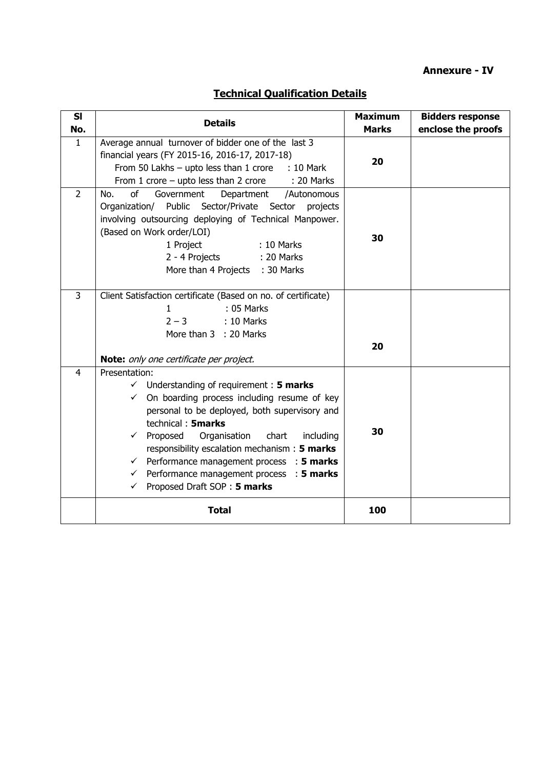**Annexure - IV**

## Technical Qualification Details

| Sl No. | Details | Maximum Marks | Bidders response enclose the proofs |
|---|---|---|---|
| 1 | Average annual turnover of bidder one of the last 3 financial years (FY 2015-16, 2016-17, 2017-18)<br>From 50 Lakhs – upto less than 1 crore : 10 Mark<br>From 1 crore – upto less than 2 crore : 20 Marks | **20** | |
| 2 | No. of Government Department /Autonomous Organization/ Public Sector/Private Sector projects involving outsourcing deploying of Technical Manpower. (Based on Work order/LOI)<br>1 Project : 10 Marks<br>2 - 4 Projects : 20 Marks<br>More than 4 Projects : 30 Marks | **30** | |
| 3 | Client Satisfaction certificate (Based on no. of certificate)<br>1 : 05 Marks<br>2 – 3 : 10 Marks<br>More than 3 : 20 Marks<br><br>**Note:** *only one certificate per project.* | **20** | |
| 4 | Presentation:<br>✓ Understanding of requirement : **5 marks**<br>✓ On boarding process including resume of key personal to be deployed, both supervisory and technical : **5marks**<br>✓ Proposed Organisation chart including responsibility escalation mechanism : **5 marks**<br>✓ Performance management process : **5 marks**<br>✓ Performance management process : **5 marks**<br>✓ Proposed Draft SOP : **5 marks** | **30** | |
| | **Total** | **100** | |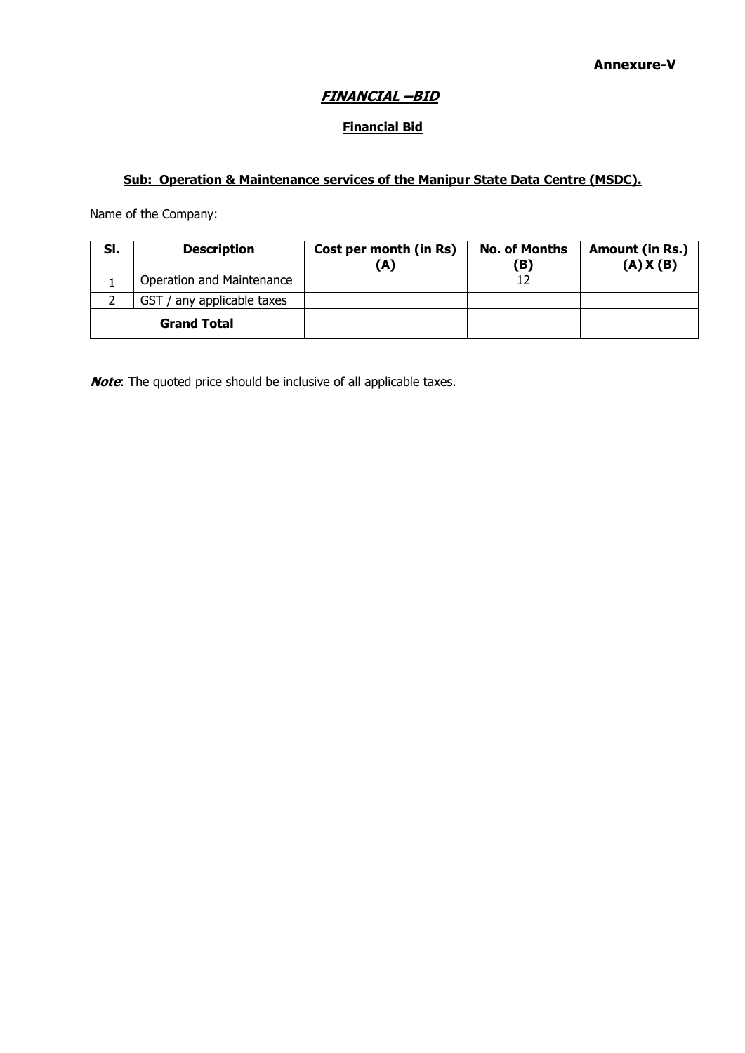**Annexure-V**

# ***FINANCIAL –BID***

## Financial Bid

### Sub: Operation & Maintenance services of the Manipur State Data Centre (MSDC).

Name of the Company:

| Sl. | Description | Cost per month (in Rs) (A) | No. of Months (B) | Amount (in Rs.) (A) X (B) |
|---|---|---|---|---|
| 1 | Operation and Maintenance | | 12 | |
| 2 | GST / any applicable taxes | | | |
| **Grand Total** | | | | |

***Note***: The quoted price should be inclusive of all applicable taxes.